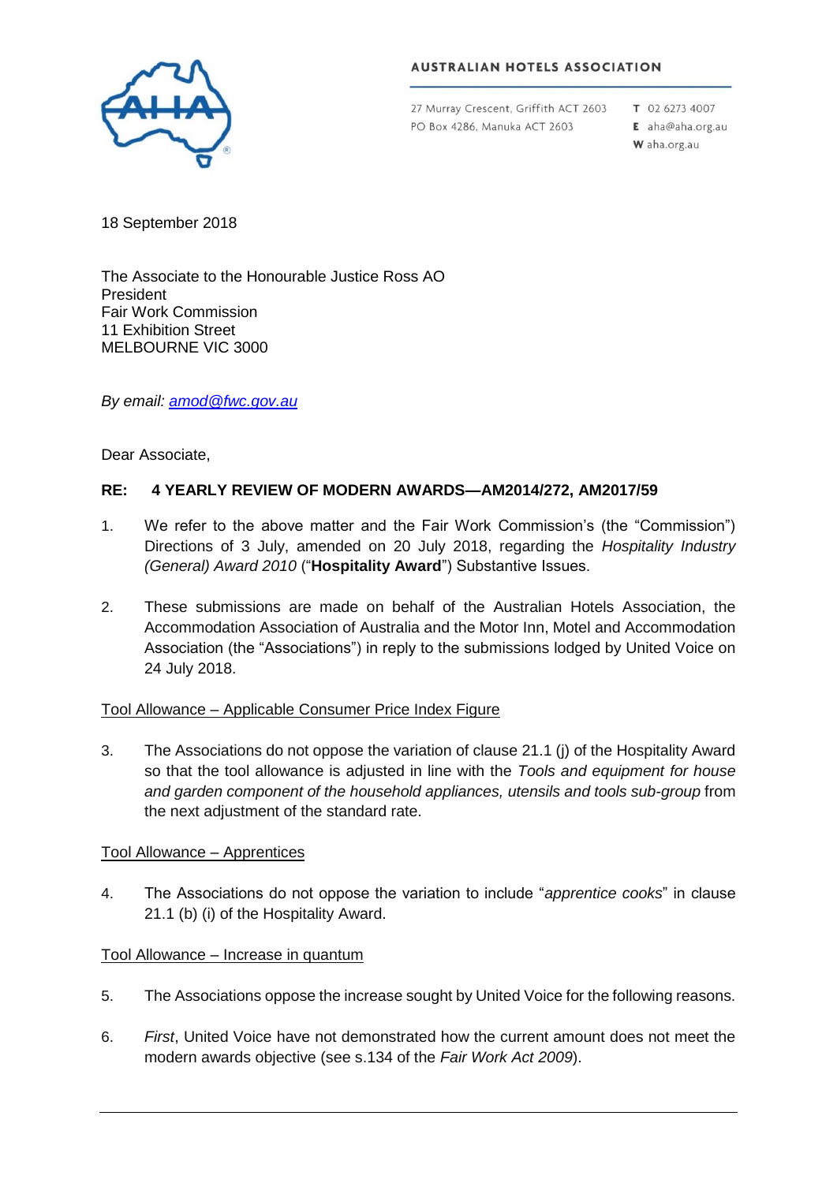**AUSTRALIAN HOTELS ASSOCIATION**

27 Murray Crescent, Griffith ACT 2603
PO Box 4286, Manuka ACT 2603

**T** 02 6273 4007
**E** aha@aha.org.au
**W** aha.org.au

18 September 2018

The Associate to the Honourable Justice Ross AO
President
Fair Work Commission
11 Exhibition Street
MELBOURNE VIC 3000

*By email: amod@fwc.gov.au*

Dear Associate,

**RE: 4 YEARLY REVIEW OF MODERN AWARDS—AM2014/272, AM2017/59**

1. We refer to the above matter and the Fair Work Commission's (the "Commission") Directions of 3 July, amended on 20 July 2018, regarding the *Hospitality Industry (General) Award 2010* ("**Hospitality Award**") Substantive Issues.

2. These submissions are made on behalf of the Australian Hotels Association, the Accommodation Association of Australia and the Motor Inn, Motel and Accommodation Association (the "Associations") in reply to the submissions lodged by United Voice on 24 July 2018.

Tool Allowance – Applicable Consumer Price Index Figure

3. The Associations do not oppose the variation of clause 21.1 (j) of the Hospitality Award so that the tool allowance is adjusted in line with the *Tools and equipment for house and garden component of the household appliances, utensils and tools sub-group* from the next adjustment of the standard rate.

Tool Allowance – Apprentices

4. The Associations do not oppose the variation to include "*apprentice cooks*" in clause 21.1 (b) (i) of the Hospitality Award.

Tool Allowance – Increase in quantum

5. The Associations oppose the increase sought by United Voice for the following reasons.

6. *First*, United Voice have not demonstrated how the current amount does not meet the modern awards objective (see s.134 of the *Fair Work Act 2009*).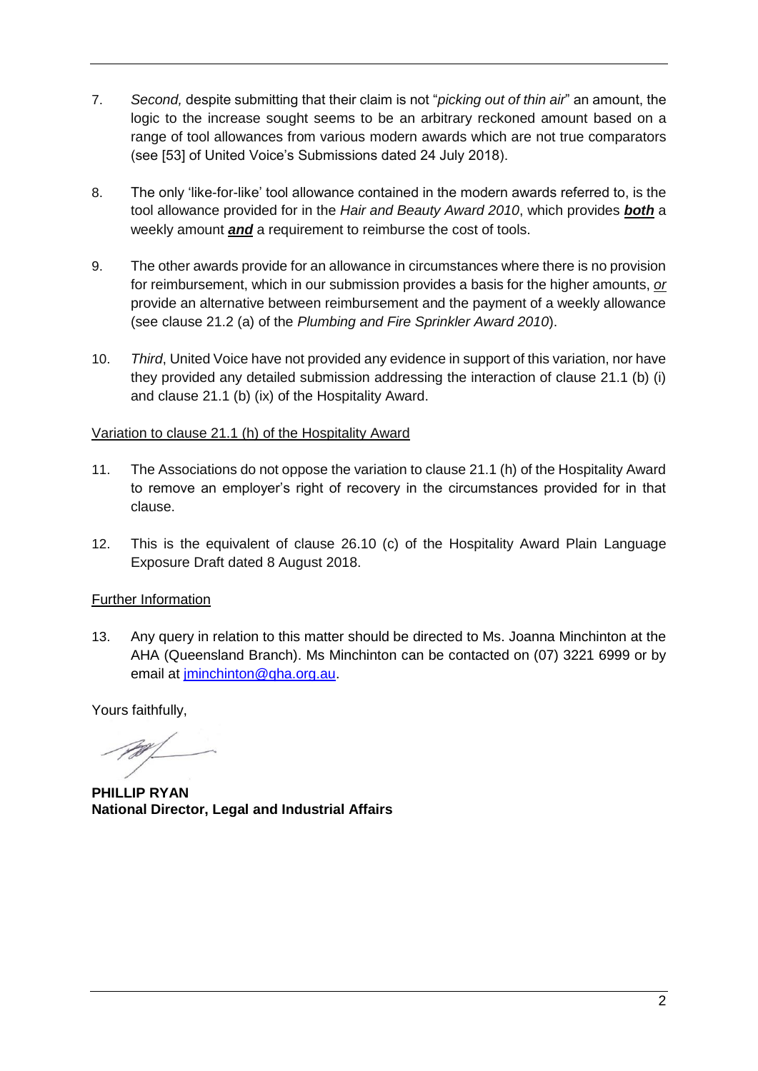7. *Second,* despite submitting that their claim is not "*picking out of thin air*" an amount, the logic to the increase sought seems to be an arbitrary reckoned amount based on a range of tool allowances from various modern awards which are not true comparators (see [53] of United Voice's Submissions dated 24 July 2018).

8. The only 'like-for-like' tool allowance contained in the modern awards referred to, is the tool allowance provided for in the *Hair and Beauty Award 2010*, which provides ***both*** a weekly amount ***and*** a requirement to reimburse the cost of tools.

9. The other awards provide for an allowance in circumstances where there is no provision for reimbursement, which in our submission provides a basis for the higher amounts, *or* provide an alternative between reimbursement and the payment of a weekly allowance (see clause 21.2 (a) of the *Plumbing and Fire Sprinkler Award 2010*).

10. *Third*, United Voice have not provided any evidence in support of this variation, nor have they provided any detailed submission addressing the interaction of clause 21.1 (b) (i) and clause 21.1 (b) (ix) of the Hospitality Award.

Variation to clause 21.1 (h) of the Hospitality Award

11. The Associations do not oppose the variation to clause 21.1 (h) of the Hospitality Award to remove an employer's right of recovery in the circumstances provided for in that clause.

12. This is the equivalent of clause 26.10 (c) of the Hospitality Award Plain Language Exposure Draft dated 8 August 2018.

Further Information

13. Any query in relation to this matter should be directed to Ms. Joanna Minchinton at the AHA (Queensland Branch). Ms Minchinton can be contacted on (07) 3221 6999 or by email at jminchinton@qha.org.au.

Yours faithfully,

**PHILLIP RYAN**
**National Director, Legal and Industrial Affairs**